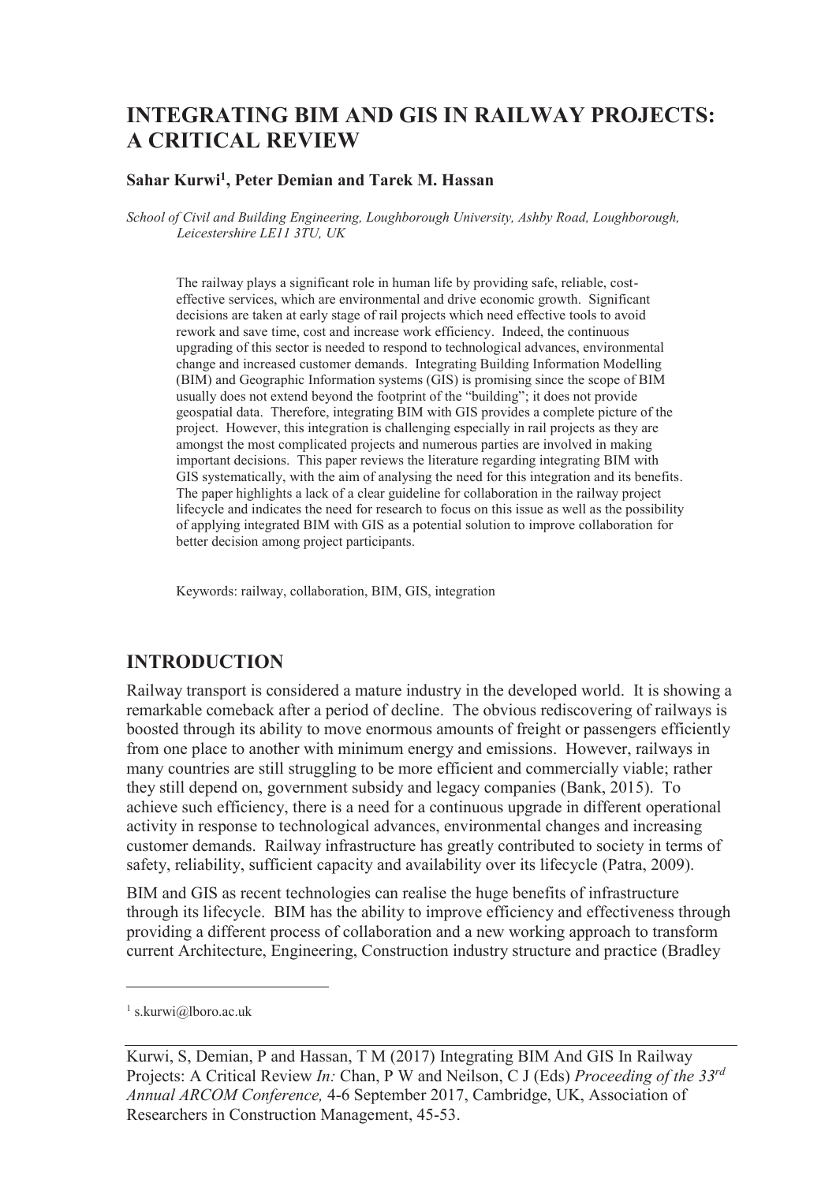# INTEGRATING BIM AND GIS IN RAILWAY PROJECTS: A CRITICAL REVIEW

**Sahar Kurwi[1], Peter Demian and Tarek M. Hassan**

*School of Civil and Building Engineering, Loughborough University, Ashby Road, Loughborough, Leicestershire LE11 3TU, UK*

The railway plays a significant role in human life by providing safe, reliable, cost-effective services, which are environmental and drive economic growth. Significant decisions are taken at early stage of rail projects which need effective tools to avoid rework and save time, cost and increase work efficiency. Indeed, the continuous upgrading of this sector is needed to respond to technological advances, environmental change and increased customer demands. Integrating Building Information Modelling (BIM) and Geographic Information systems (GIS) is promising since the scope of BIM usually does not extend beyond the footprint of the "building"; it does not provide geospatial data. Therefore, integrating BIM with GIS provides a complete picture of the project. However, this integration is challenging especially in rail projects as they are amongst the most complicated projects and numerous parties are involved in making important decisions. This paper reviews the literature regarding integrating BIM with GIS systematically, with the aim of analysing the need for this integration and its benefits. The paper highlights a lack of a clear guideline for collaboration in the railway project lifecycle and indicates the need for research to focus on this issue as well as the possibility of applying integrated BIM with GIS as a potential solution to improve collaboration for better decision among project participants.

Keywords: railway, collaboration, BIM, GIS, integration

## INTRODUCTION

Railway transport is considered a mature industry in the developed world. It is showing a remarkable comeback after a period of decline. The obvious rediscovering of railways is boosted through its ability to move enormous amounts of freight or passengers efficiently from one place to another with minimum energy and emissions. However, railways in many countries are still struggling to be more efficient and commercially viable; rather they still depend on, government subsidy and legacy companies (Bank, 2015). To achieve such efficiency, there is a need for a continuous upgrade in different operational activity in response to technological advances, environmental changes and increasing customer demands. Railway infrastructure has greatly contributed to society in terms of safety, reliability, sufficient capacity and availability over its lifecycle (Patra, 2009).

BIM and GIS as recent technologies can realise the huge benefits of infrastructure through its lifecycle. BIM has the ability to improve efficiency and effectiveness through providing a different process of collaboration and a new working approach to transform current Architecture, Engineering, Construction industry structure and practice (Bradley

---

[1] s.kurwi@lboro.ac.uk

Kurwi, S, Demian, P and Hassan, T M (2017) Integrating BIM And GIS In Railway Projects: A Critical Review *In:* Chan, P W and Neilson, C J (Eds) *Proceeding of the 33rd Annual ARCOM Conference,* 4-6 September 2017, Cambridge, UK, Association of Researchers in Construction Management, 45-53.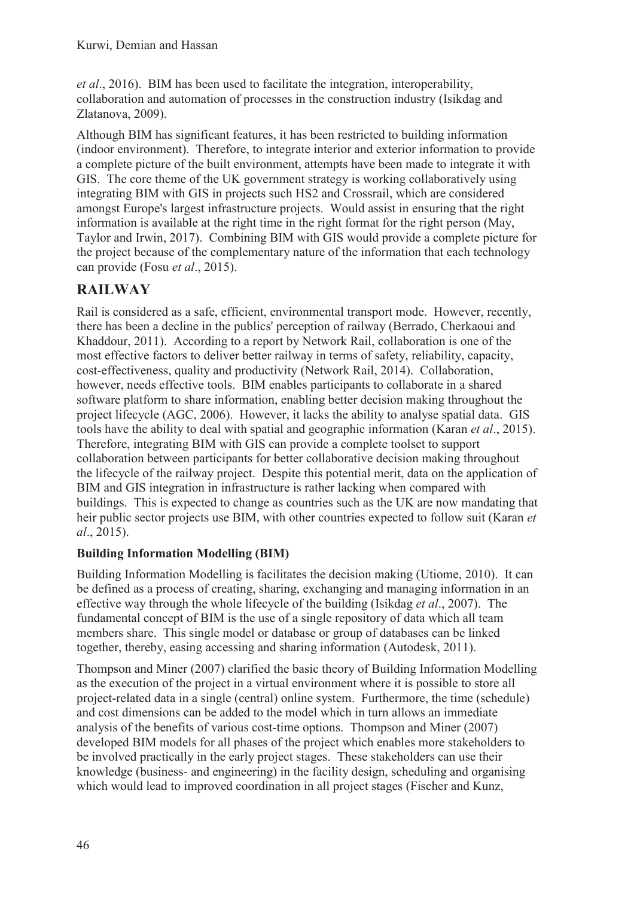*et al*., 2016). BIM has been used to facilitate the integration, interoperability, collaboration and automation of processes in the construction industry (Isikdag and Zlatanova, 2009).

Although BIM has significant features, it has been restricted to building information (indoor environment). Therefore, to integrate interior and exterior information to provide a complete picture of the built environment, attempts have been made to integrate it with GIS. The core theme of the UK government strategy is working collaboratively using integrating BIM with GIS in projects such HS2 and Crossrail, which are considered amongst Europe's largest infrastructure projects. Would assist in ensuring that the right information is available at the right time in the right format for the right person (May, Taylor and Irwin, 2017). Combining BIM with GIS would provide a complete picture for the project because of the complementary nature of the information that each technology can provide (Fosu *et al*., 2015).

## RAILWAY

Rail is considered as a safe, efficient, environmental transport mode. However, recently, there has been a decline in the publics' perception of railway (Berrado, Cherkaoui and Khaddour, 2011). According to a report by Network Rail, collaboration is one of the most effective factors to deliver better railway in terms of safety, reliability, capacity, cost-effectiveness, quality and productivity (Network Rail, 2014). Collaboration, however, needs effective tools. BIM enables participants to collaborate in a shared software platform to share information, enabling better decision making throughout the project lifecycle (AGC, 2006). However, it lacks the ability to analyse spatial data. GIS tools have the ability to deal with spatial and geographic information (Karan *et al*., 2015). Therefore, integrating BIM with GIS can provide a complete toolset to support collaboration between participants for better collaborative decision making throughout the lifecycle of the railway project. Despite this potential merit, data on the application of BIM and GIS integration in infrastructure is rather lacking when compared with buildings. This is expected to change as countries such as the UK are now mandating that heir public sector projects use BIM, with other countries expected to follow suit (Karan *et al*., 2015).

### Building Information Modelling (BIM)

Building Information Modelling is facilitates the decision making (Utiome, 2010). It can be defined as a process of creating, sharing, exchanging and managing information in an effective way through the whole lifecycle of the building (Isikdag *et al*., 2007). The fundamental concept of BIM is the use of a single repository of data which all team members share. This single model or database or group of databases can be linked together, thereby, easing accessing and sharing information (Autodesk, 2011).

Thompson and Miner (2007) clarified the basic theory of Building Information Modelling as the execution of the project in a virtual environment where it is possible to store all project-related data in a single (central) online system. Furthermore, the time (schedule) and cost dimensions can be added to the model which in turn allows an immediate analysis of the benefits of various cost-time options. Thompson and Miner (2007) developed BIM models for all phases of the project which enables more stakeholders to be involved practically in the early project stages. These stakeholders can use their knowledge (business- and engineering) in the facility design, scheduling and organising which would lead to improved coordination in all project stages (Fischer and Kunz,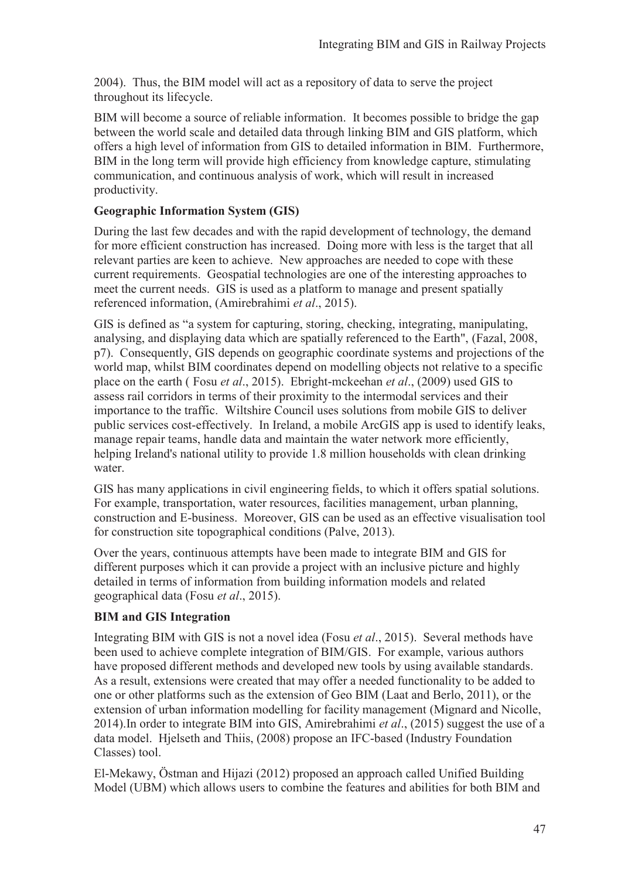2004). Thus, the BIM model will act as a repository of data to serve the project throughout its lifecycle.

BIM will become a source of reliable information. It becomes possible to bridge the gap between the world scale and detailed data through linking BIM and GIS platform, which offers a high level of information from GIS to detailed information in BIM. Furthermore, BIM in the long term will provide high efficiency from knowledge capture, stimulating communication, and continuous analysis of work, which will result in increased productivity.

### Geographic Information System (GIS)

During the last few decades and with the rapid development of technology, the demand for more efficient construction has increased. Doing more with less is the target that all relevant parties are keen to achieve. New approaches are needed to cope with these current requirements. Geospatial technologies are one of the interesting approaches to meet the current needs. GIS is used as a platform to manage and present spatially referenced information, (Amirebrahimi *et al*., 2015).

GIS is defined as "a system for capturing, storing, checking, integrating, manipulating, analysing, and displaying data which are spatially referenced to the Earth", (Fazal, 2008, p7). Consequently, GIS depends on geographic coordinate systems and projections of the world map, whilst BIM coordinates depend on modelling objects not relative to a specific place on the earth ( Fosu *et al*., 2015). Ebright-mckeehan *et al*., (2009) used GIS to assess rail corridors in terms of their proximity to the intermodal services and their importance to the traffic. Wiltshire Council uses solutions from mobile GIS to deliver public services cost-effectively. In Ireland, a mobile ArcGIS app is used to identify leaks, manage repair teams, handle data and maintain the water network more efficiently, helping Ireland's national utility to provide 1.8 million households with clean drinking water.

GIS has many applications in civil engineering fields, to which it offers spatial solutions. For example, transportation, water resources, facilities management, urban planning, construction and E-business. Moreover, GIS can be used as an effective visualisation tool for construction site topographical conditions (Palve, 2013).

Over the years, continuous attempts have been made to integrate BIM and GIS for different purposes which it can provide a project with an inclusive picture and highly detailed in terms of information from building information models and related geographical data (Fosu *et al*., 2015).

### BIM and GIS Integration

Integrating BIM with GIS is not a novel idea (Fosu *et al*., 2015). Several methods have been used to achieve complete integration of BIM/GIS. For example, various authors have proposed different methods and developed new tools by using available standards. As a result, extensions were created that may offer a needed functionality to be added to one or other platforms such as the extension of Geo BIM (Laat and Berlo, 2011), or the extension of urban information modelling for facility management (Mignard and Nicolle, 2014).In order to integrate BIM into GIS, Amirebrahimi *et al*., (2015) suggest the use of a data model. Hjelseth and Thiis, (2008) propose an IFC-based (Industry Foundation Classes) tool.

El-Mekawy, Östman and Hijazi (2012) proposed an approach called Unified Building Model (UBM) which allows users to combine the features and abilities for both BIM and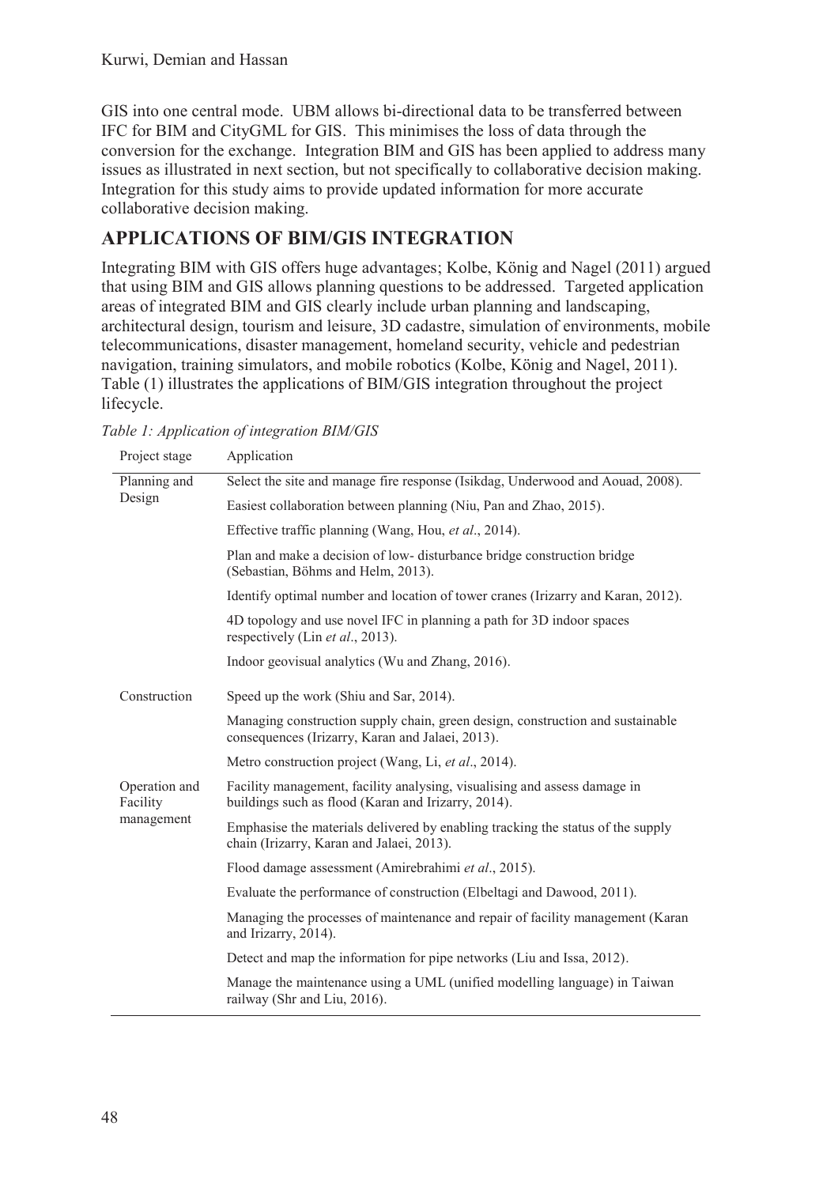GIS into one central mode. UBM allows bi-directional data to be transferred between IFC for BIM and CityGML for GIS. This minimises the loss of data through the conversion for the exchange. Integration BIM and GIS has been applied to address many issues as illustrated in next section, but not specifically to collaborative decision making. Integration for this study aims to provide updated information for more accurate collaborative decision making.

## APPLICATIONS OF BIM/GIS INTEGRATION

Integrating BIM with GIS offers huge advantages; Kolbe, König and Nagel (2011) argued that using BIM and GIS allows planning questions to be addressed. Targeted application areas of integrated BIM and GIS clearly include urban planning and landscaping, architectural design, tourism and leisure, 3D cadastre, simulation of environments, mobile telecommunications, disaster management, homeland security, vehicle and pedestrian navigation, training simulators, and mobile robotics (Kolbe, König and Nagel, 2011). Table (1) illustrates the applications of BIM/GIS integration throughout the project lifecycle.

*Table 1: Application of integration BIM/GIS*

| Project stage | Application |
|---|---|
| Planning and Design | Select the site and manage fire response (Isikdag, Underwood and Aouad, 2008). |
| | Easiest collaboration between planning (Niu, Pan and Zhao, 2015). |
| | Effective traffic planning (Wang, Hou, *et al*., 2014). |
| | Plan and make a decision of low- disturbance bridge construction bridge (Sebastian, Böhms and Helm, 2013). |
| | Identify optimal number and location of tower cranes (Irizarry and Karan, 2012). |
| | 4D topology and use novel IFC in planning a path for 3D indoor spaces respectively (Lin *et al*., 2013). |
| | Indoor geovisual analytics (Wu and Zhang, 2016). |
| Construction | Speed up the work (Shiu and Sar, 2014). |
| | Managing construction supply chain, green design, construction and sustainable consequences (Irizarry, Karan and Jalaei, 2013). |
| | Metro construction project (Wang, Li, *et al*., 2014). |
| Operation and Facility management | Facility management, facility analysing, visualising and assess damage in buildings such as flood (Karan and Irizarry, 2014). |
| | Emphasise the materials delivered by enabling tracking the status of the supply chain (Irizarry, Karan and Jalaei, 2013). |
| | Flood damage assessment (Amirebrahimi *et al*., 2015). |
| | Evaluate the performance of construction (Elbeltagi and Dawood, 2011). |
| | Managing the processes of maintenance and repair of facility management (Karan and Irizarry, 2014). |
| | Detect and map the information for pipe networks (Liu and Issa, 2012). |
| | Manage the maintenance using a UML (unified modelling language) in Taiwan railway (Shr and Liu, 2016). |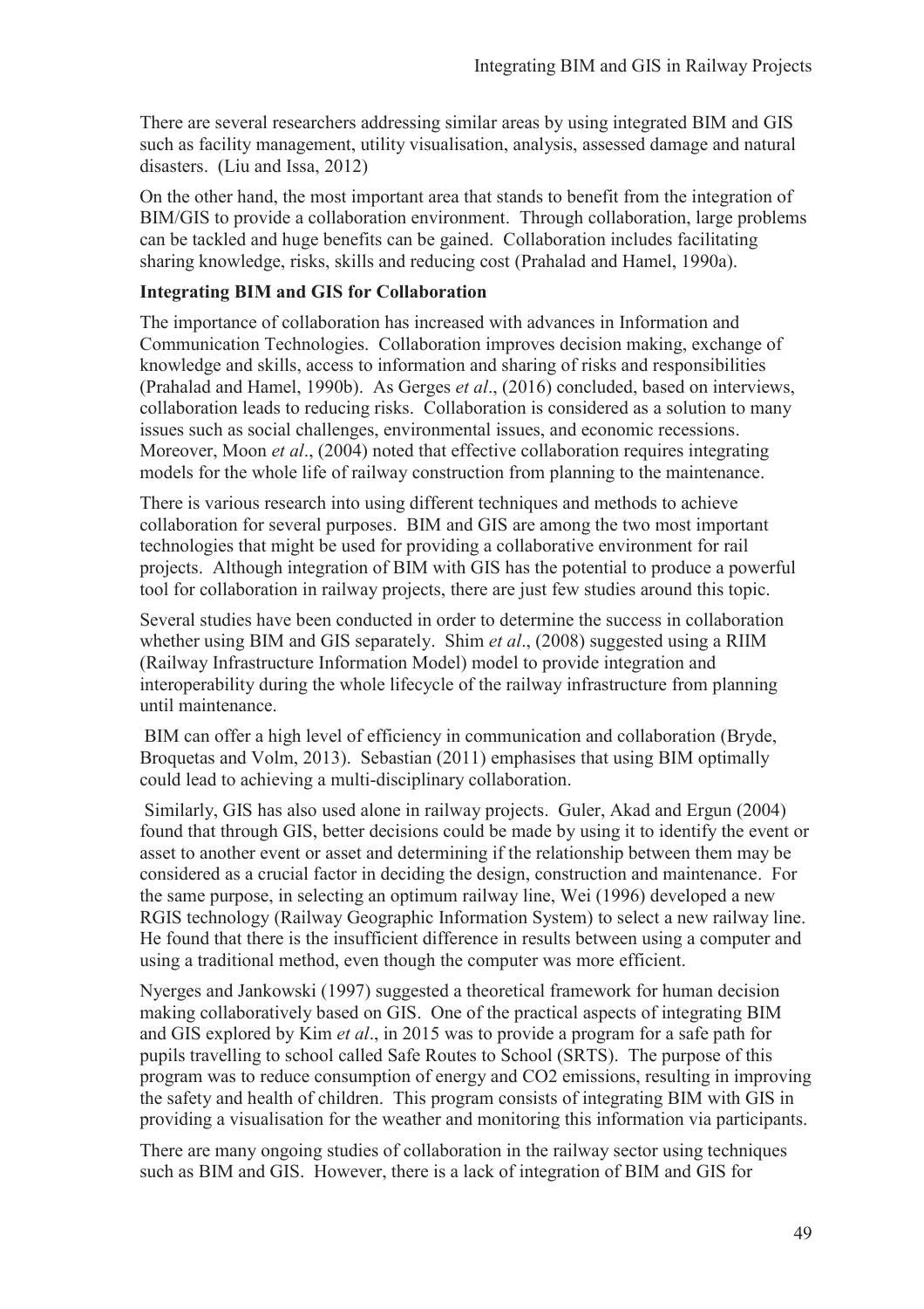There are several researchers addressing similar areas by using integrated BIM and GIS such as facility management, utility visualisation, analysis, assessed damage and natural disasters. (Liu and Issa, 2012)

On the other hand, the most important area that stands to benefit from the integration of BIM/GIS to provide a collaboration environment. Through collaboration, large problems can be tackled and huge benefits can be gained. Collaboration includes facilitating sharing knowledge, risks, skills and reducing cost (Prahalad and Hamel, 1990a).

**Integrating BIM and GIS for Collaboration**

The importance of collaboration has increased with advances in Information and Communication Technologies. Collaboration improves decision making, exchange of knowledge and skills, access to information and sharing of risks and responsibilities (Prahalad and Hamel, 1990b). As Gerges *et al*., (2016) concluded, based on interviews, collaboration leads to reducing risks. Collaboration is considered as a solution to many issues such as social challenges, environmental issues, and economic recessions. Moreover, Moon *et al*., (2004) noted that effective collaboration requires integrating models for the whole life of railway construction from planning to the maintenance.

There is various research into using different techniques and methods to achieve collaboration for several purposes. BIM and GIS are among the two most important technologies that might be used for providing a collaborative environment for rail projects. Although integration of BIM with GIS has the potential to produce a powerful tool for collaboration in railway projects, there are just few studies around this topic.

Several studies have been conducted in order to determine the success in collaboration whether using BIM and GIS separately. Shim *et al*., (2008) suggested using a RIIM (Railway Infrastructure Information Model) model to provide integration and interoperability during the whole lifecycle of the railway infrastructure from planning until maintenance.

BIM can offer a high level of efficiency in communication and collaboration (Bryde, Broquetas and Volm, 2013). Sebastian (2011) emphasises that using BIM optimally could lead to achieving a multi-disciplinary collaboration.

Similarly, GIS has also used alone in railway projects. Guler, Akad and Ergun (2004) found that through GIS, better decisions could be made by using it to identify the event or asset to another event or asset and determining if the relationship between them may be considered as a crucial factor in deciding the design, construction and maintenance. For the same purpose, in selecting an optimum railway line, Wei (1996) developed a new RGIS technology (Railway Geographic Information System) to select a new railway line. He found that there is the insufficient difference in results between using a computer and using a traditional method, even though the computer was more efficient.

Nyerges and Jankowski (1997) suggested a theoretical framework for human decision making collaboratively based on GIS. One of the practical aspects of integrating BIM and GIS explored by Kim *et al*., in 2015 was to provide a program for a safe path for pupils travelling to school called Safe Routes to School (SRTS). The purpose of this program was to reduce consumption of energy and $CO_2$ emissions, resulting in improving the safety and health of children. This program consists of integrating BIM with GIS in providing a visualisation for the weather and monitoring this information via participants.

There are many ongoing studies of collaboration in the railway sector using techniques such as BIM and GIS. However, there is a lack of integration of BIM and GIS for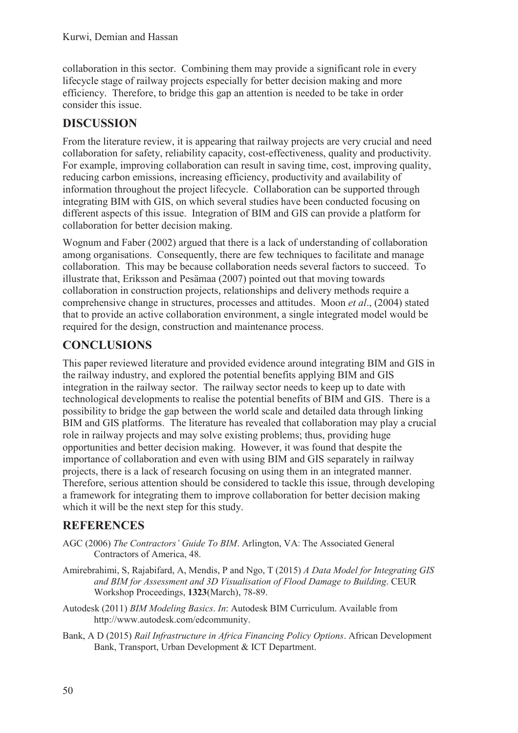collaboration in this sector. Combining them may provide a significant role in every lifecycle stage of railway projects especially for better decision making and more efficiency. Therefore, to bridge this gap an attention is needed to be take in order consider this issue.

## DISCUSSION

From the literature review, it is appearing that railway projects are very crucial and need collaboration for safety, reliability capacity, cost-effectiveness, quality and productivity. For example, improving collaboration can result in saving time, cost, improving quality, reducing carbon emissions, increasing efficiency, productivity and availability of information throughout the project lifecycle. Collaboration can be supported through integrating BIM with GIS, on which several studies have been conducted focusing on different aspects of this issue. Integration of BIM and GIS can provide a platform for collaboration for better decision making.

Wognum and Faber (2002) argued that there is a lack of understanding of collaboration among organisations. Consequently, there are few techniques to facilitate and manage collaboration. This may be because collaboration needs several factors to succeed. To illustrate that, Eriksson and Pesämaa (2007) pointed out that moving towards collaboration in construction projects, relationships and delivery methods require a comprehensive change in structures, processes and attitudes. Moon *et al*., (2004) stated that to provide an active collaboration environment, a single integrated model would be required for the design, construction and maintenance process.

## CONCLUSIONS

This paper reviewed literature and provided evidence around integrating BIM and GIS in the railway industry, and explored the potential benefits applying BIM and GIS integration in the railway sector. The railway sector needs to keep up to date with technological developments to realise the potential benefits of BIM and GIS. There is a possibility to bridge the gap between the world scale and detailed data through linking BIM and GIS platforms. The literature has revealed that collaboration may play a crucial role in railway projects and may solve existing problems; thus, providing huge opportunities and better decision making. However, it was found that despite the importance of collaboration and even with using BIM and GIS separately in railway projects, there is a lack of research focusing on using them in an integrated manner. Therefore, serious attention should be considered to tackle this issue, through developing a framework for integrating them to improve collaboration for better decision making which it will be the next step for this study.

## REFERENCES

AGC (2006) *The Contractors' Guide To BIM*. Arlington, VA: The Associated General Contractors of America, 48.

Amirebrahimi, S, Rajabifard, A, Mendis, P and Ngo, T (2015) *A Data Model for Integrating GIS and BIM for Assessment and 3D Visualisation of Flood Damage to Building*. CEUR Workshop Proceedings, **1323**(March), 78-89.

Autodesk (2011) *BIM Modeling Basics*. *In*: Autodesk BIM Curriculum. Available from http://www.autodesk.com/edcommunity.

Bank, A D (2015) *Rail Infrastructure in Africa Financing Policy Options*. African Development Bank, Transport, Urban Development & ICT Department.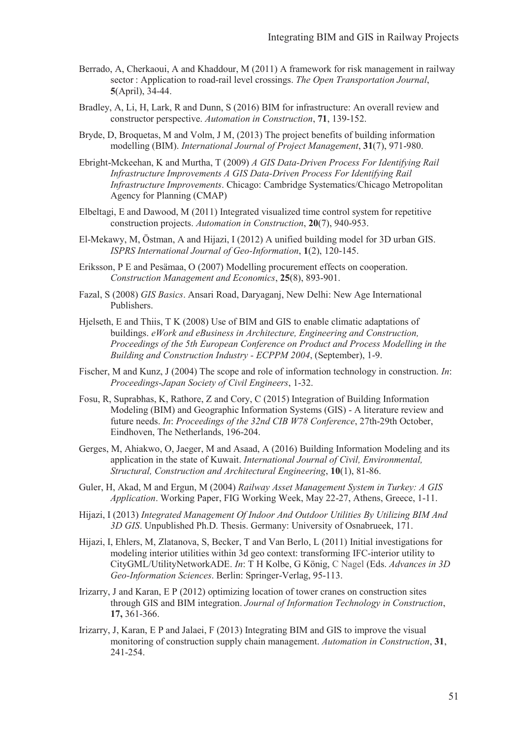Berrado, A, Cherkaoui, A and Khaddour, M (2011) A framework for risk management in railway sector : Application to road-rail level crossings. *The Open Transportation Journal*, **5**(April), 34-44.

Bradley, A, Li, H, Lark, R and Dunn, S (2016) BIM for infrastructure: An overall review and constructor perspective. *Automation in Construction*, **71**, 139-152.

Bryde, D, Broquetas, M and Volm, J M, (2013) The project benefits of building information modelling (BIM). *International Journal of Project Management*, **31**(7), 971-980.

Ebright-Mckeehan, K and Murtha, T (2009) *A GIS Data-Driven Process For Identifying Rail Infrastructure Improvements A GIS Data-Driven Process For Identifying Rail Infrastructure Improvements*. Chicago: Cambridge Systematics/Chicago Metropolitan Agency for Planning (CMAP)

Elbeltagi, E and Dawood, M (2011) Integrated visualized time control system for repetitive construction projects. *Automation in Construction*, **20**(7), 940-953.

El-Mekawy, M, Östman, A and Hijazi, I (2012) A unified building model for 3D urban GIS. *ISPRS International Journal of Geo-Information*, **1**(2), 120-145.

Eriksson, P E and Pesämaa, O (2007) Modelling procurement effects on cooperation. *Construction Management and Economics*, **25**(8), 893-901.

Fazal, S (2008) *GIS Basics*. Ansari Road, Daryaganj, New Delhi: New Age International Publishers.

Hjelseth, E and Thiis, T K (2008) Use of BIM and GIS to enable climatic adaptations of buildings. *eWork and eBusiness in Architecture, Engineering and Construction, Proceedings of the 5th European Conference on Product and Process Modelling in the Building and Construction Industry - ECPPM 2004*, (September), 1-9.

Fischer, M and Kunz, J (2004) The scope and role of information technology in construction. *In*: *Proceedings-Japan Society of Civil Engineers*, 1-32.

Fosu, R, Suprabhas, K, Rathore, Z and Cory, C (2015) Integration of Building Information Modeling (BIM) and Geographic Information Systems (GIS) - A literature review and future needs. *In*: *Proceedings of the 32nd CIB W78 Conference*, 27th-29th October, Eindhoven, The Netherlands, 196-204.

Gerges, M, Ahiakwo, O, Jaeger, M and Asaad, A (2016) Building Information Modeling and its application in the state of Kuwait. *International Journal of Civil, Environmental, Structural, Construction and Architectural Engineering*, **10**(1), 81-86.

Guler, H, Akad, M and Ergun, M (2004) *Railway Asset Management System in Turkey: A GIS Application*. Working Paper, FIG Working Week, May 22-27, Athens, Greece, 1-11.

Hijazi, I (2013) *Integrated Management Of Indoor And Outdoor Utilities By Utilizing BIM And 3D GIS*. Unpublished Ph.D. Thesis. Germany: University of Osnabrueek, 171.

Hijazi, I, Ehlers, M, Zlatanova, S, Becker, T and Van Berlo, L (2011) Initial investigations for modeling interior utilities within 3d geo context: transforming IFC-interior utility to CityGML/UtilityNetworkADE. *In*: T H Kolbe, G König, C Nagel (Eds. *Advances in 3D Geo-Information Sciences*. Berlin: Springer-Verlag, 95-113.

Irizarry, J and Karan, E P (2012) optimizing location of tower cranes on construction sites through GIS and BIM integration. *Journal of Information Technology in Construction*, **17,** 361-366.

Irizarry, J, Karan, E P and Jalaei, F (2013) Integrating BIM and GIS to improve the visual monitoring of construction supply chain management. *Automation in Construction*, **31**, 241-254.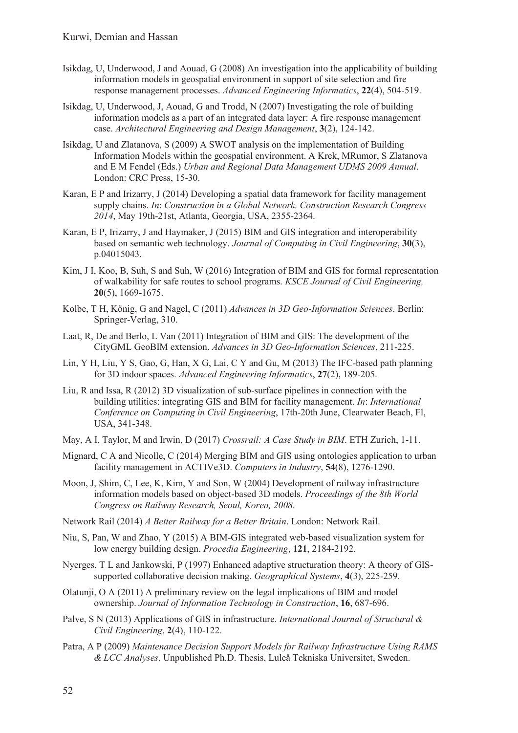Isikdag, U, Underwood, J and Aouad, G (2008) An investigation into the applicability of building information models in geospatial environment in support of site selection and fire response management processes. *Advanced Engineering Informatics*, **22**(4), 504-519.

Isikdag, U, Underwood, J, Aouad, G and Trodd, N (2007) Investigating the role of building information models as a part of an integrated data layer: A fire response management case. *Architectural Engineering and Design Management*, **3**(2), 124-142.

Isikdag, U and Zlatanova, S (2009) A SWOT analysis on the implementation of Building Information Models within the geospatial environment. A Krek, MRumor, S Zlatanova and E M Fendel (Eds.) *Urban and Regional Data Management UDMS 2009 Annual*. London: CRC Press, 15-30.

Karan, E P and Irizarry, J (2014) Developing a spatial data framework for facility management supply chains. *In*: *Construction in a Global Network, Construction Research Congress 2014*, May 19th-21st, Atlanta, Georgia, USA, 2355-2364.

Karan, E P, Irizarry, J and Haymaker, J (2015) BIM and GIS integration and interoperability based on semantic web technology. *Journal of Computing in Civil Engineering*, **30**(3), p.04015043.

Kim, J I, Koo, B, Suh, S and Suh, W (2016) Integration of BIM and GIS for formal representation of walkability for safe routes to school programs. *KSCE Journal of Civil Engineering,* **20**(5), 1669-1675.

Kolbe, T H, König, G and Nagel, C (2011) *Advances in 3D Geo-Information Sciences*. Berlin: Springer-Verlag, 310.

Laat, R, De and Berlo, L Van (2011) Integration of BIM and GIS: The development of the CityGML GeoBIM extension. *Advances in 3D Geo-Information Sciences*, 211-225.

Lin, Y H, Liu, Y S, Gao, G, Han, X G, Lai, C Y and Gu, M (2013) The IFC-based path planning for 3D indoor spaces. *Advanced Engineering Informatics*, **27**(2), 189-205.

Liu, R and Issa, R (2012) 3D visualization of sub-surface pipelines in connection with the building utilities: integrating GIS and BIM for facility management. *In*: *International Conference on Computing in Civil Engineering*, 17th-20th June, Clearwater Beach, Fl, USA, 341-348.

May, A I, Taylor, M and Irwin, D (2017) *Crossrail: A Case Study in BIM*. ETH Zurich, 1-11.

Mignard, C A and Nicolle, C (2014) Merging BIM and GIS using ontologies application to urban facility management in ACTIVe3D. *Computers in Industry*, **54**(8), 1276-1290.

Moon, J, Shim, C, Lee, K, Kim, Y and Son, W (2004) Development of railway infrastructure information models based on object-based 3D models. *Proceedings of the 8th World Congress on Railway Research, Seoul, Korea, 2008*.

Network Rail (2014) *A Better Railway for a Better Britain*. London: Network Rail.

Niu, S, Pan, W and Zhao, Y (2015) A BIM-GIS integrated web-based visualization system for low energy building design. *Procedia Engineering*, **121**, 2184-2192.

Nyerges, T L and Jankowski, P (1997) Enhanced adaptive structuration theory: A theory of GIS-supported collaborative decision making. *Geographical Systems*, **4**(3), 225-259.

Olatunji, O A (2011) A preliminary review on the legal implications of BIM and model ownership. *Journal of Information Technology in Construction*, **16**, 687-696.

Palve, S N (2013) Applications of GIS in infrastructure. *International Journal of Structural & Civil Engineering*. **2**(4), 110-122.

Patra, A P (2009) *Maintenance Decision Support Models for Railway Infrastructure Using RAMS & LCC Analyses*. Unpublished Ph.D. Thesis, Luleå Tekniska Universitet, Sweden.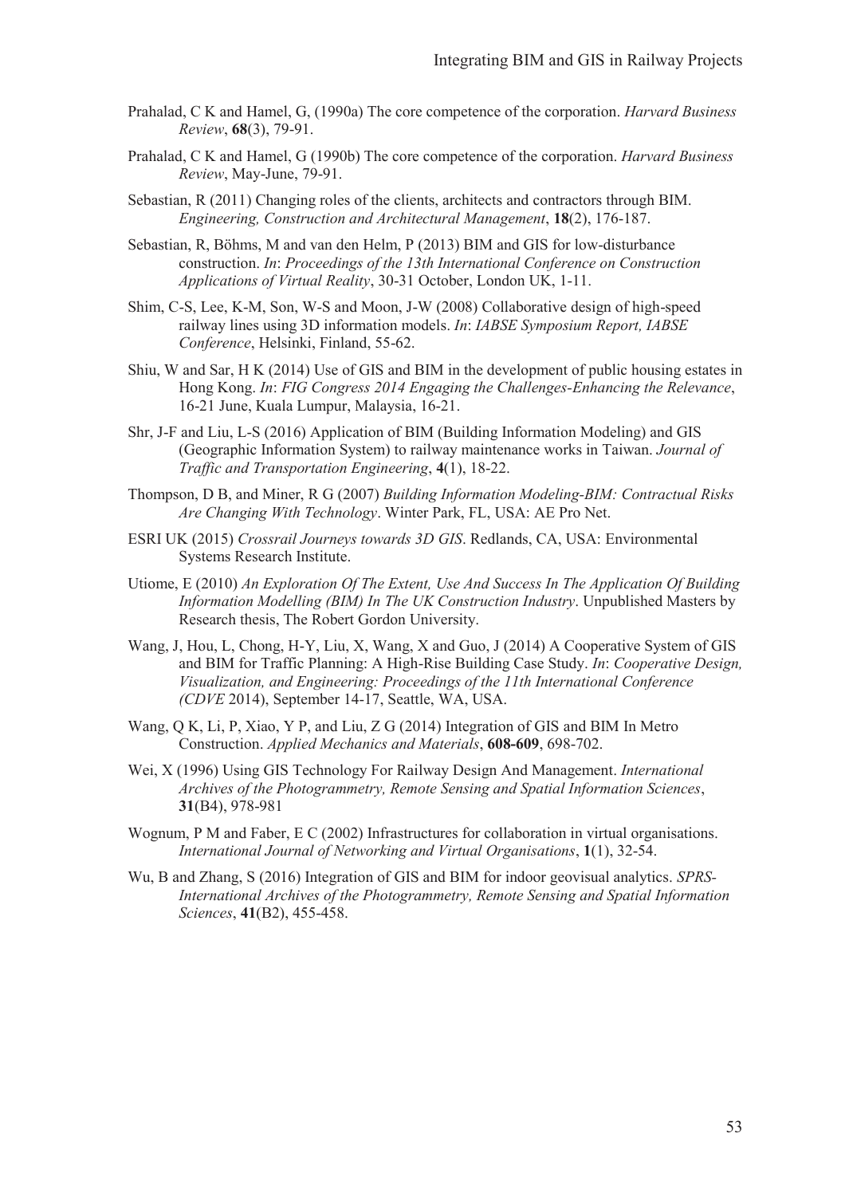Prahalad, C K and Hamel, G, (1990a) The core competence of the corporation. *Harvard Business Review*, **68**(3), 79-91.

Prahalad, C K and Hamel, G (1990b) The core competence of the corporation. *Harvard Business Review*, May-June, 79-91.

Sebastian, R (2011) Changing roles of the clients, architects and contractors through BIM. *Engineering, Construction and Architectural Management*, **18**(2), 176-187.

Sebastian, R, Böhms, M and van den Helm, P (2013) BIM and GIS for low-disturbance construction. *In*: *Proceedings of the 13th International Conference on Construction Applications of Virtual Reality*, 30-31 October, London UK, 1-11.

Shim, C-S, Lee, K-M, Son, W-S and Moon, J-W (2008) Collaborative design of high-speed railway lines using 3D information models. *In*: *IABSE Symposium Report, IABSE Conference*, Helsinki, Finland, 55-62.

Shiu, W and Sar, H K (2014) Use of GIS and BIM in the development of public housing estates in Hong Kong. *In*: *FIG Congress 2014 Engaging the Challenges-Enhancing the Relevance*, 16-21 June, Kuala Lumpur, Malaysia, 16-21.

Shr, J-F and Liu, L-S (2016) Application of BIM (Building Information Modeling) and GIS (Geographic Information System) to railway maintenance works in Taiwan. *Journal of Traffic and Transportation Engineering*, **4**(1), 18-22.

Thompson, D B, and Miner, R G (2007) *Building Information Modeling-BIM: Contractual Risks Are Changing With Technology*. Winter Park, FL, USA: AE Pro Net.

ESRI UK (2015) *Crossrail Journeys towards 3D GIS*. Redlands, CA, USA: Environmental Systems Research Institute.

Utiome, E (2010) *An Exploration Of The Extent, Use And Success In The Application Of Building Information Modelling (BIM) In The UK Construction Industry*. Unpublished Masters by Research thesis, The Robert Gordon University.

Wang, J, Hou, L, Chong, H-Y, Liu, X, Wang, X and Guo, J (2014) A Cooperative System of GIS and BIM for Traffic Planning: A High-Rise Building Case Study. *In*: *Cooperative Design, Visualization, and Engineering: Proceedings of the 11th International Conference (CDVE* 2014), September 14-17, Seattle, WA, USA.

Wang, Q K, Li, P, Xiao, Y P, and Liu, Z G (2014) Integration of GIS and BIM In Metro Construction. *Applied Mechanics and Materials*, **608-609**, 698-702.

Wei, X (1996) Using GIS Technology For Railway Design And Management. *International Archives of the Photogrammetry, Remote Sensing and Spatial Information Sciences*, **31**(B4), 978-981

Wognum, P M and Faber, E C (2002) Infrastructures for collaboration in virtual organisations. *International Journal of Networking and Virtual Organisations*, **1**(1), 32-54.

Wu, B and Zhang, S (2016) Integration of GIS and BIM for indoor geovisual analytics. *SPRS-International Archives of the Photogrammetry, Remote Sensing and Spatial Information Sciences*, **41**(B2), 455-458.